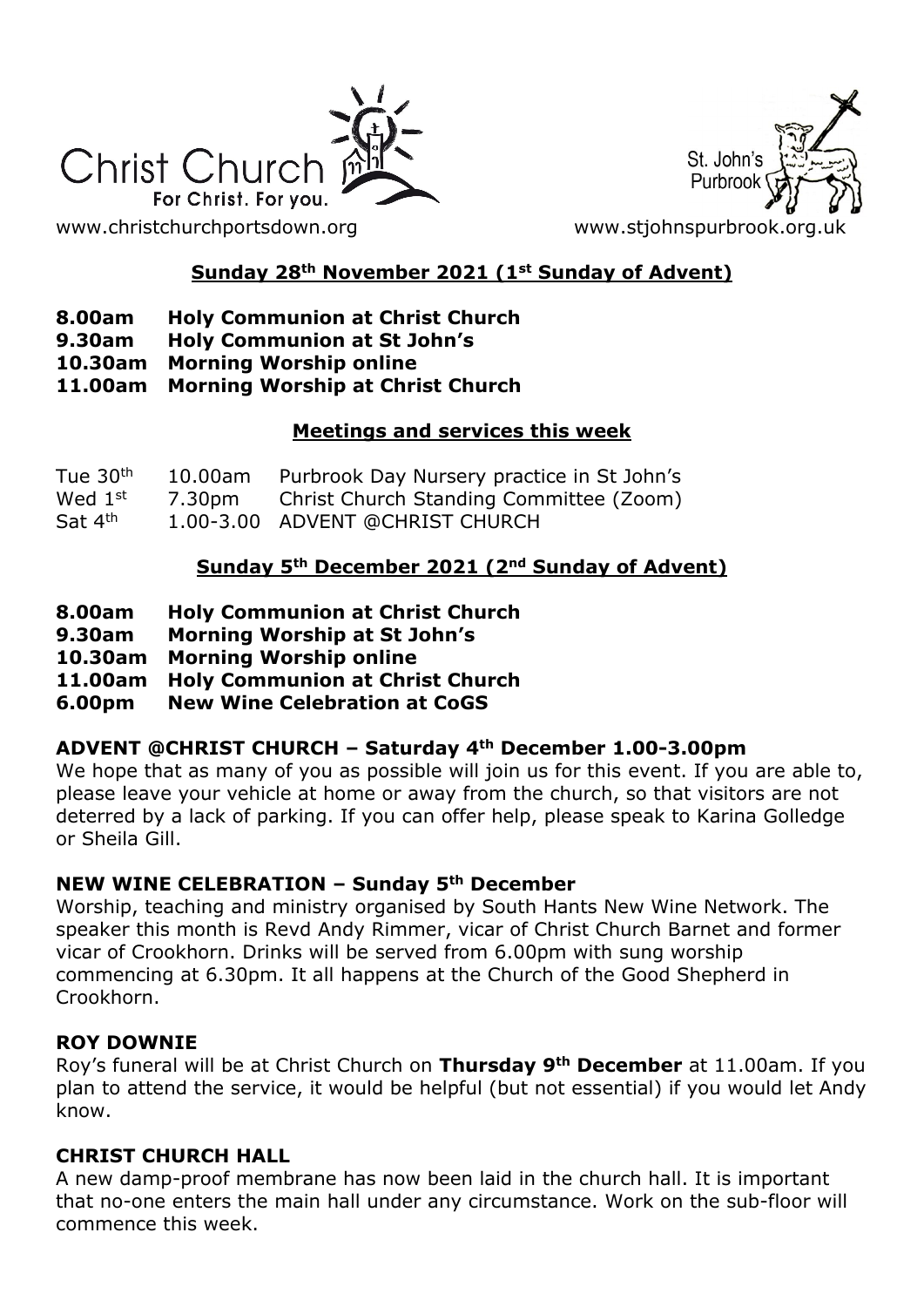Christ Church
For Christ. For you.

www.christchurchportsdown.org

St. John's Purbrook

www.stjohnspurbrook.org.uk

## Sunday 28th November 2021 (1st Sunday of Advent)

**8.00am Holy Communion at Christ Church**
**9.30am Holy Communion at St John's**
**10.30am Morning Worship online**
**11.00am Morning Worship at Christ Church**

## Meetings and services this week

| | | |
|---|---|---|
| Tue 30th | 10.00am | Purbrook Day Nursery practice in St John's |
| Wed 1st | 7.30pm | Christ Church Standing Committee (Zoom) |
| Sat 4th | 1.00-3.00 | ADVENT @CHRIST CHURCH |

## Sunday 5th December 2021 (2nd Sunday of Advent)

**8.00am Holy Communion at Christ Church**
**9.30am Morning Worship at St John's**
**10.30am Morning Worship online**
**11.00am Holy Communion at Christ Church**
**6.00pm New Wine Celebration at CoGS**

### ADVENT @CHRIST CHURCH – Saturday 4th December 1.00-3.00pm

We hope that as many of you as possible will join us for this event. If you are able to, please leave your vehicle at home or away from the church, so that visitors are not deterred by a lack of parking. If you can offer help, please speak to Karina Golledge or Sheila Gill.

### NEW WINE CELEBRATION – Sunday 5th December

Worship, teaching and ministry organised by South Hants New Wine Network. The speaker this month is Revd Andy Rimmer, vicar of Christ Church Barnet and former vicar of Crookhorn. Drinks will be served from 6.00pm with sung worship commencing at 6.30pm. It all happens at the Church of the Good Shepherd in Crookhorn.

### ROY DOWNIE

Roy's funeral will be at Christ Church on **Thursday 9th December** at 11.00am. If you plan to attend the service, it would be helpful (but not essential) if you would let Andy know.

### CHRIST CHURCH HALL

A new damp-proof membrane has now been laid in the church hall. It is important that no-one enters the main hall under any circumstance. Work on the sub-floor will commence this week.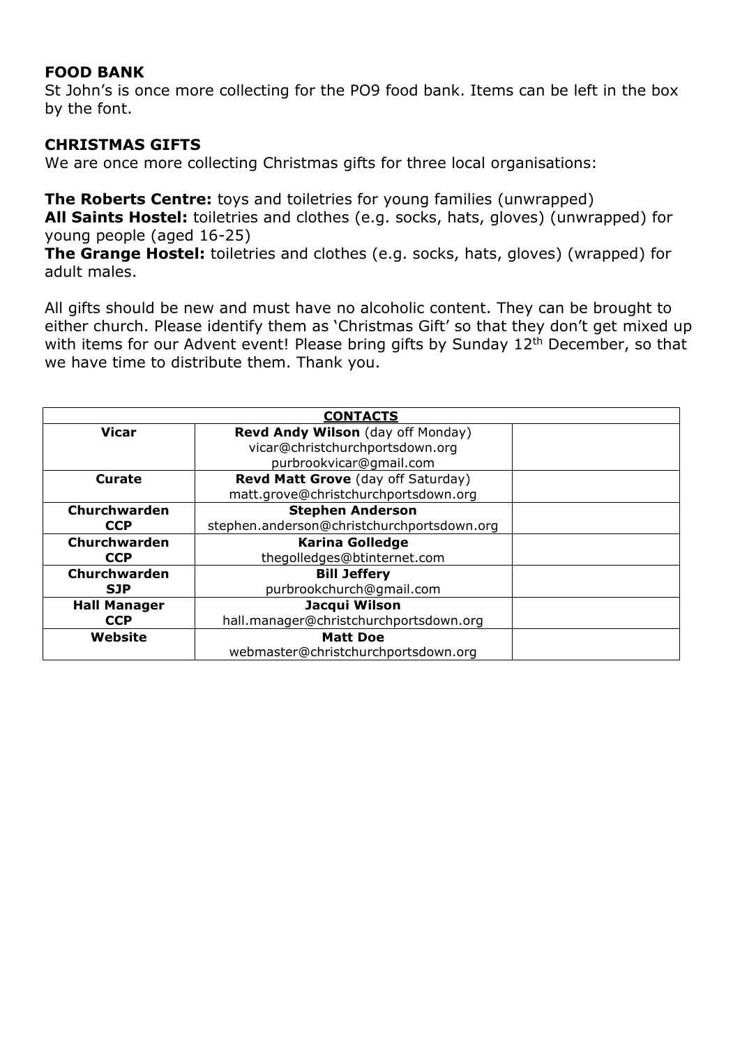## FOOD BANK

St John's is once more collecting for the PO9 food bank. Items can be left in the box by the font.

## CHRISTMAS GIFTS

We are once more collecting Christmas gifts for three local organisations:

**The Roberts Centre:** toys and toiletries for young families (unwrapped)
**All Saints Hostel:** toiletries and clothes (e.g. socks, hats, gloves) (unwrapped) for young people (aged 16-25)
**The Grange Hostel:** toiletries and clothes (e.g. socks, hats, gloves) (wrapped) for adult males.

All gifts should be new and must have no alcoholic content. They can be brought to either church. Please identify them as 'Christmas Gift' so that they don't get mixed up with items for our Advent event! Please bring gifts by Sunday 12th December, so that we have time to distribute them. Thank you.

| **CONTACTS** | | |
|---|---|---|
| **Vicar** | **Revd Andy Wilson** (day off Monday)<br>vicar@christchurchportsdown.org<br>purbrookvicar@gmail.com | |
| **Curate** | **Revd Matt Grove** (day off Saturday)<br>matt.grove@christchurchportsdown.org | |
| **Churchwarden CCP** | **Stephen Anderson**<br>stephen.anderson@christchurchportsdown.org | |
| **Churchwarden CCP** | **Karina Golledge**<br>thegolledges@btinternet.com | |
| **Churchwarden SJP** | **Bill Jeffery**<br>purbrookchurch@gmail.com | |
| **Hall Manager CCP** | **Jacqui Wilson**<br>hall.manager@christchurchportsdown.org | |
| **Website** | **Matt Doe**<br>webmaster@christchurchportsdown.org | |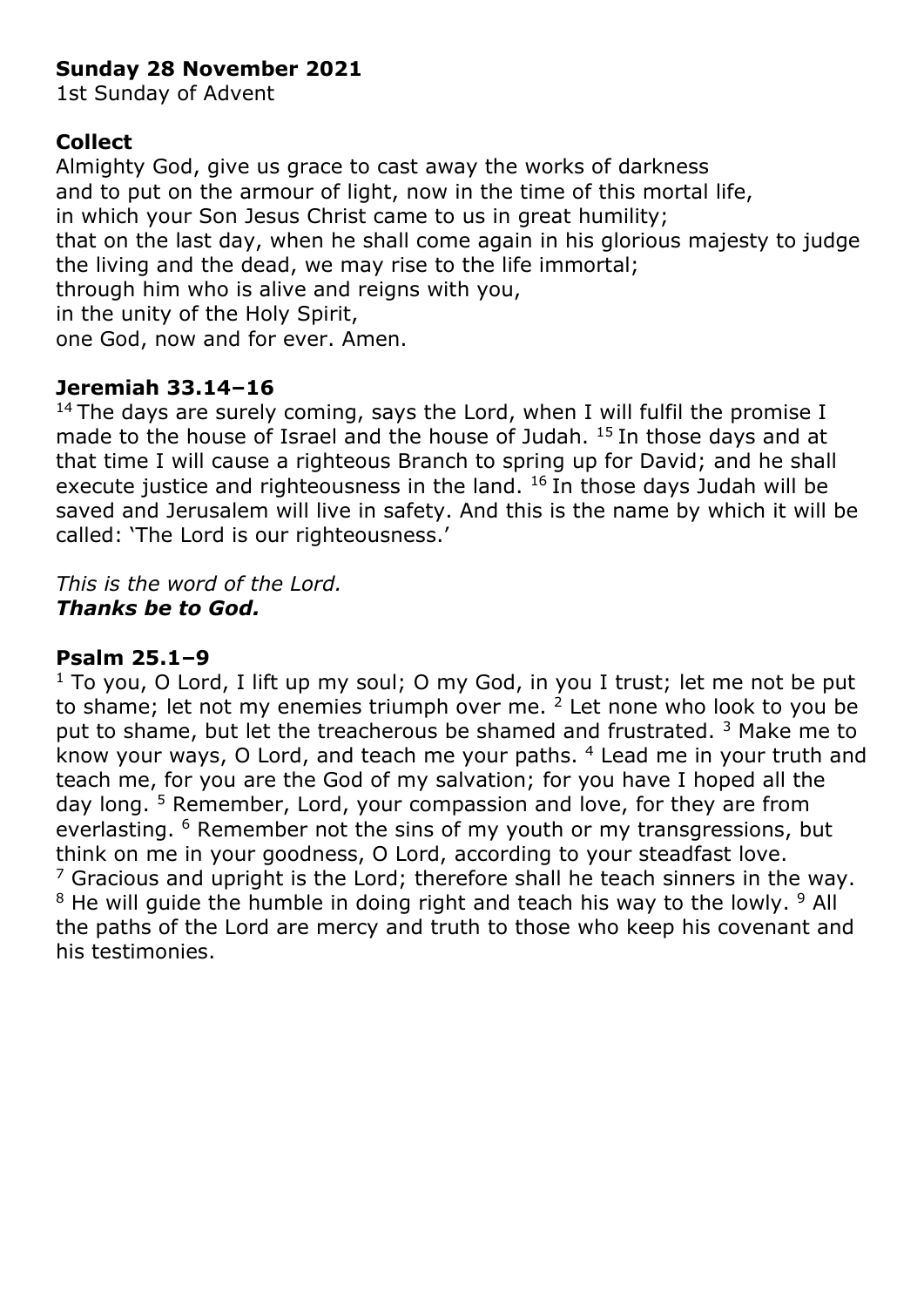**Sunday 28 November 2021**
1st Sunday of Advent

**Collect**
Almighty God, give us grace to cast away the works of darkness
and to put on the armour of light, now in the time of this mortal life,
in which your Son Jesus Christ came to us in great humility;
that on the last day, when he shall come again in his glorious majesty to judge the living and the dead, we may rise to the life immortal;
through him who is alive and reigns with you,
in the unity of the Holy Spirit,
one God, now and for ever. Amen.

**Jeremiah 33.14–16**
[14] The days are surely coming, says the Lord, when I will fulfil the promise I made to the house of Israel and the house of Judah. [15] In those days and at that time I will cause a righteous Branch to spring up for David; and he shall execute justice and righteousness in the land. [16] In those days Judah will be saved and Jerusalem will live in safety. And this is the name by which it will be called: 'The Lord is our righteousness.'

*This is the word of the Lord.*
***Thanks be to God.***

**Psalm 25.1–9**
[1] To you, O Lord, I lift up my soul; O my God, in you I trust; let me not be put to shame; let not my enemies triumph over me. [2] Let none who look to you be put to shame, but let the treacherous be shamed and frustrated. [3] Make me to know your ways, O Lord, and teach me your paths. [4] Lead me in your truth and teach me, for you are the God of my salvation; for you have I hoped all the day long. [5] Remember, Lord, your compassion and love, for they are from everlasting. [6] Remember not the sins of my youth or my transgressions, but think on me in your goodness, O Lord, according to your steadfast love. [7] Gracious and upright is the Lord; therefore shall he teach sinners in the way. [8] He will guide the humble in doing right and teach his way to the lowly. [9] All the paths of the Lord are mercy and truth to those who keep his covenant and his testimonies.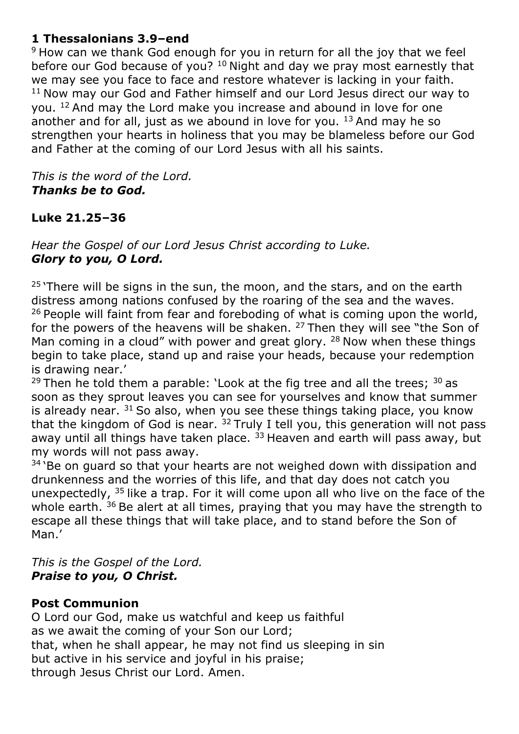**1 Thessalonians 3.9–end**

[9] How can we thank God enough for you in return for all the joy that we feel before our God because of you? [10] Night and day we pray most earnestly that we may see you face to face and restore whatever is lacking in your faith. [11] Now may our God and Father himself and our Lord Jesus direct our way to you. [12] And may the Lord make you increase and abound in love for one another and for all, just as we abound in love for you. [13] And may he so strengthen your hearts in holiness that you may be blameless before our God and Father at the coming of our Lord Jesus with all his saints.

*This is the word of the Lord.*
***Thanks be to God.***

**Luke 21.25–36**

*Hear the Gospel of our Lord Jesus Christ according to Luke.*
***Glory to you, O Lord.***

[25] 'There will be signs in the sun, the moon, and the stars, and on the earth distress among nations confused by the roaring of the sea and the waves. [26] People will faint from fear and foreboding of what is coming upon the world, for the powers of the heavens will be shaken. [27] Then they will see "the Son of Man coming in a cloud" with power and great glory. [28] Now when these things begin to take place, stand up and raise your heads, because your redemption is drawing near.'

[29] Then he told them a parable: 'Look at the fig tree and all the trees; [30] as soon as they sprout leaves you can see for yourselves and know that summer is already near. [31] So also, when you see these things taking place, you know that the kingdom of God is near. [32] Truly I tell you, this generation will not pass away until all things have taken place. [33] Heaven and earth will pass away, but my words will not pass away.

[34] 'Be on guard so that your hearts are not weighed down with dissipation and drunkenness and the worries of this life, and that day does not catch you unexpectedly, [35] like a trap. For it will come upon all who live on the face of the whole earth. [36] Be alert at all times, praying that you may have the strength to escape all these things that will take place, and to stand before the Son of Man.'

*This is the Gospel of the Lord.*
***Praise to you, O Christ.***

**Post Communion**

O Lord our God, make us watchful and keep us faithful
as we await the coming of your Son our Lord;
that, when he shall appear, he may not find us sleeping in sin
but active in his service and joyful in his praise;
through Jesus Christ our Lord. Amen.